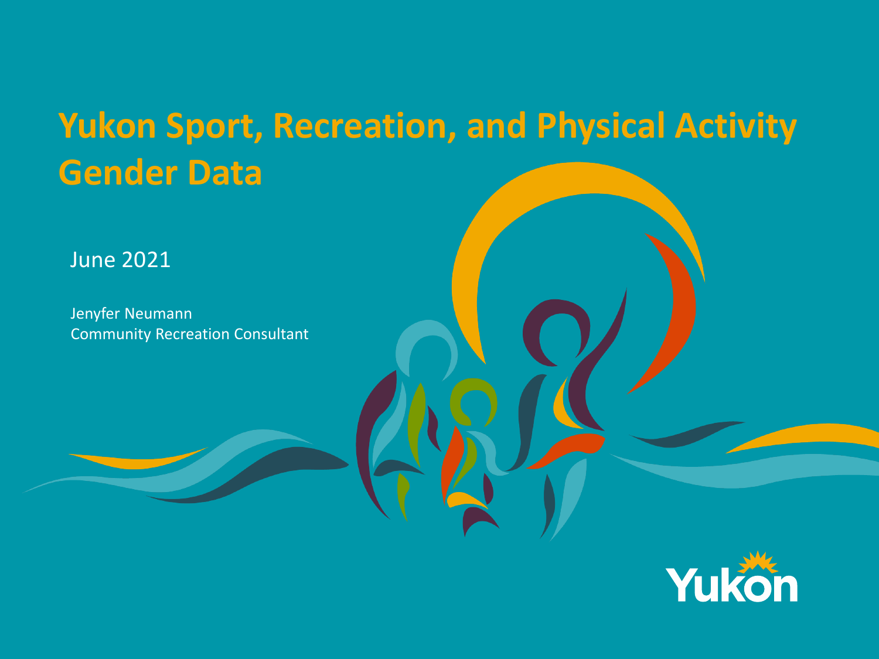# Yukon Sport, Recreation, and Physical Activity Gender Data

June 2021

Jenyfer Neumann
Community Recreation Consultant

Yukon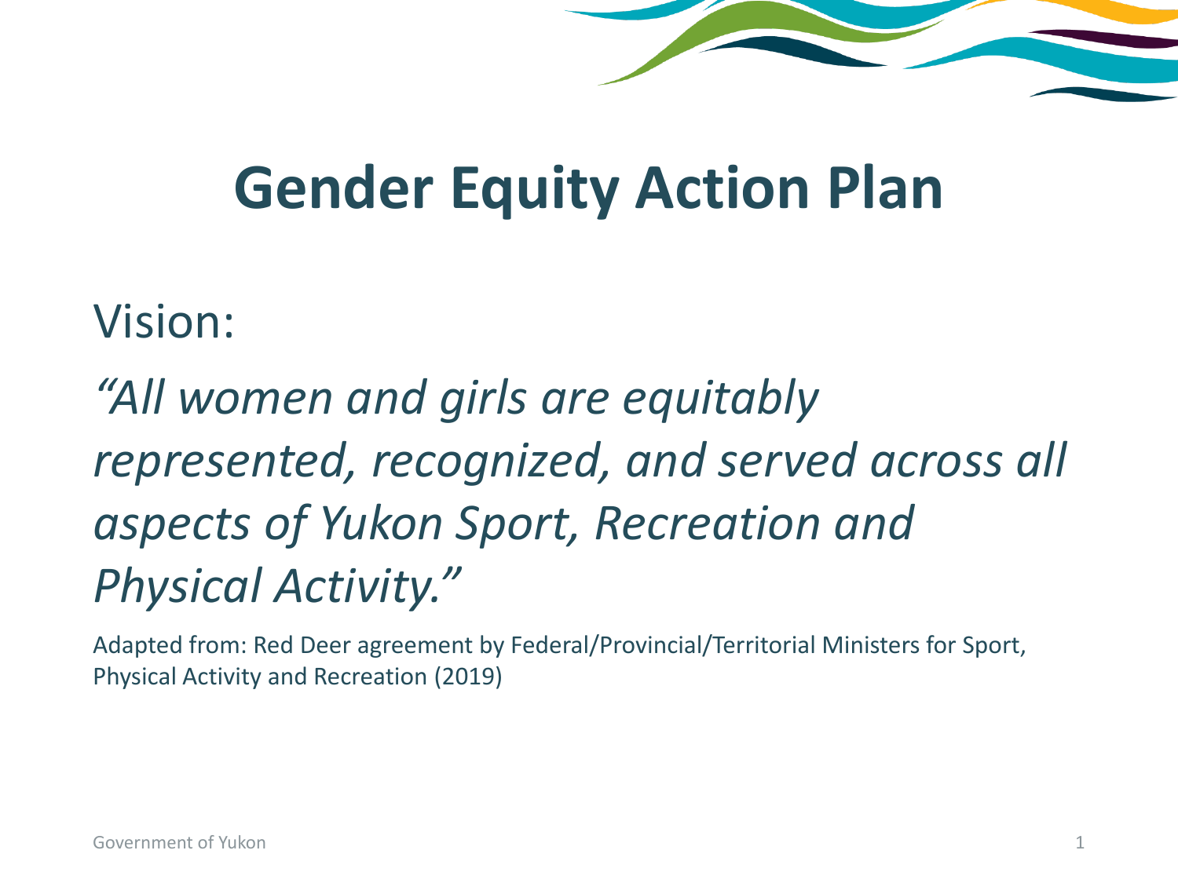# Gender Equity Action Plan

Vision:

*"All women and girls are equitably represented, recognized, and served across all aspects of Yukon Sport, Recreation and Physical Activity."*

Adapted from: Red Deer agreement by Federal/Provincial/Territorial Ministers for Sport, Physical Activity and Recreation (2019)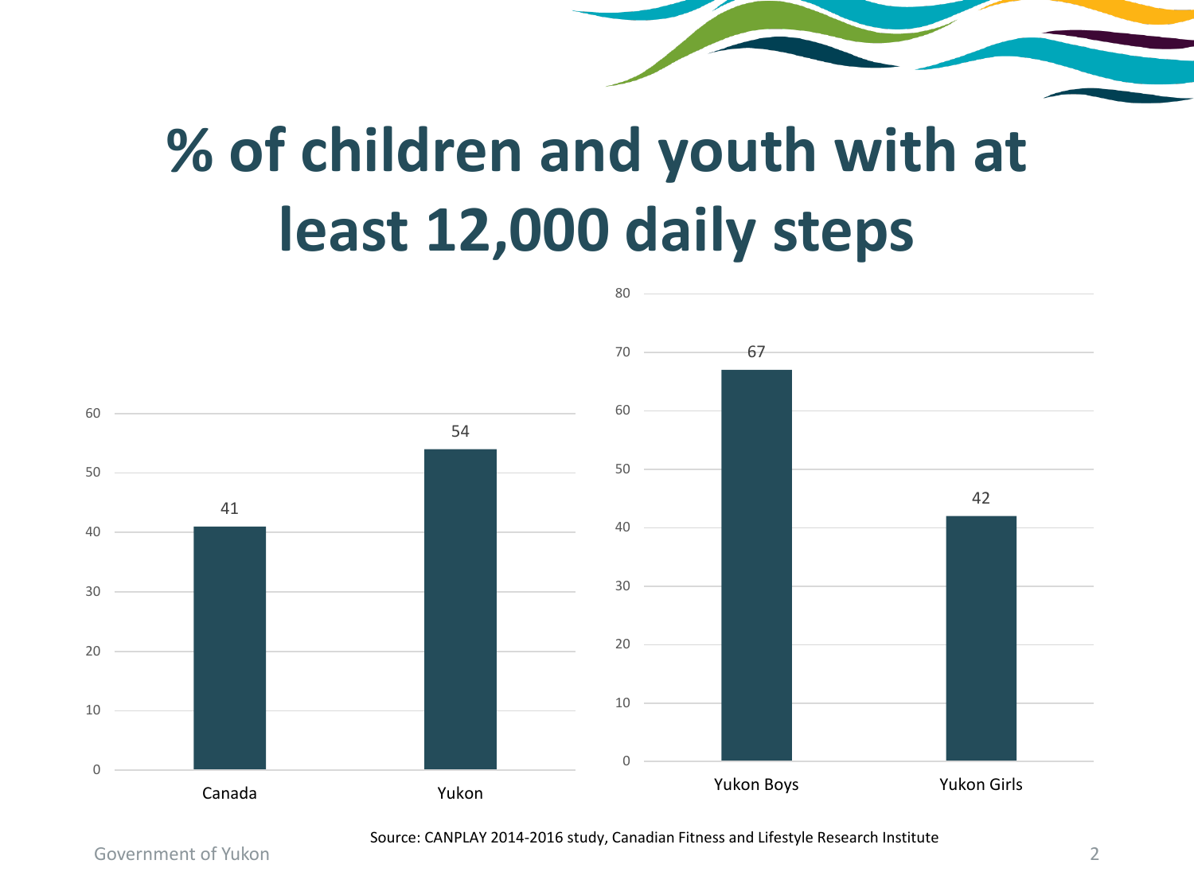# % of children and youth with at least 12,000 daily steps

| | % |
|---|---|
| Canada | 41 |
| Yukon | 54 |

| | % |
|---|---|
| Yukon Boys | 67 |
| Yukon Girls | 42 |

Source: CANPLAY 2014-2016 study, Canadian Fitness and Lifestyle Research Institute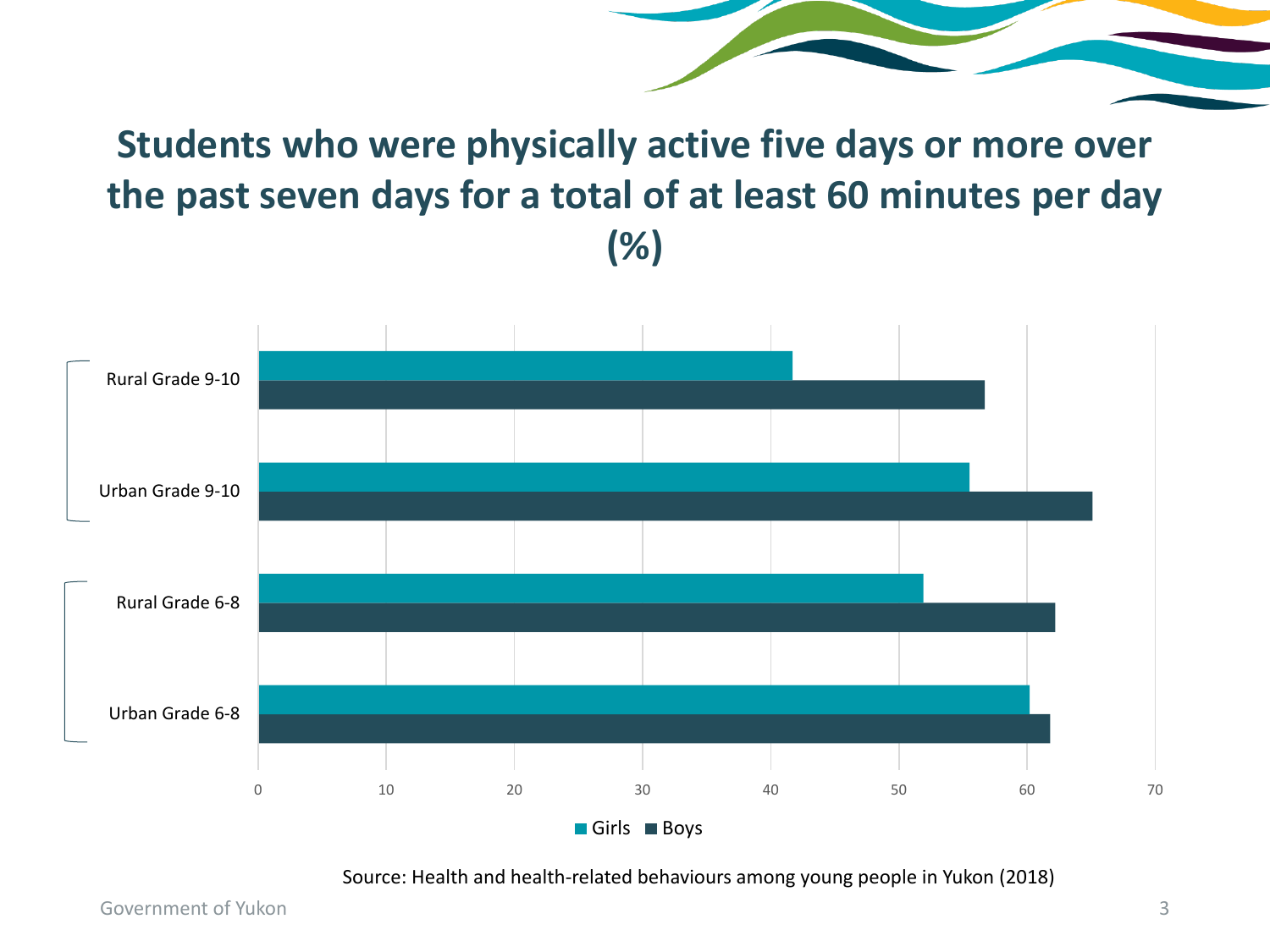# Students who were physically active five days or more over the past seven days for a total of at least 60 minutes per day (%)

| | Girls | Boys |
|---|---|---|
| Rural Grade 9-10 | 41.7 | 56.7 |
| Urban Grade 9-10 | 55.5 | 65.1 |
| Rural Grade 6-8 | 51.9 | 62.2 |
| Urban Grade 6-8 | 60.2 | 61.8 |

Source: Health and health-related behaviours among young people in Yukon (2018)

Government of Yukon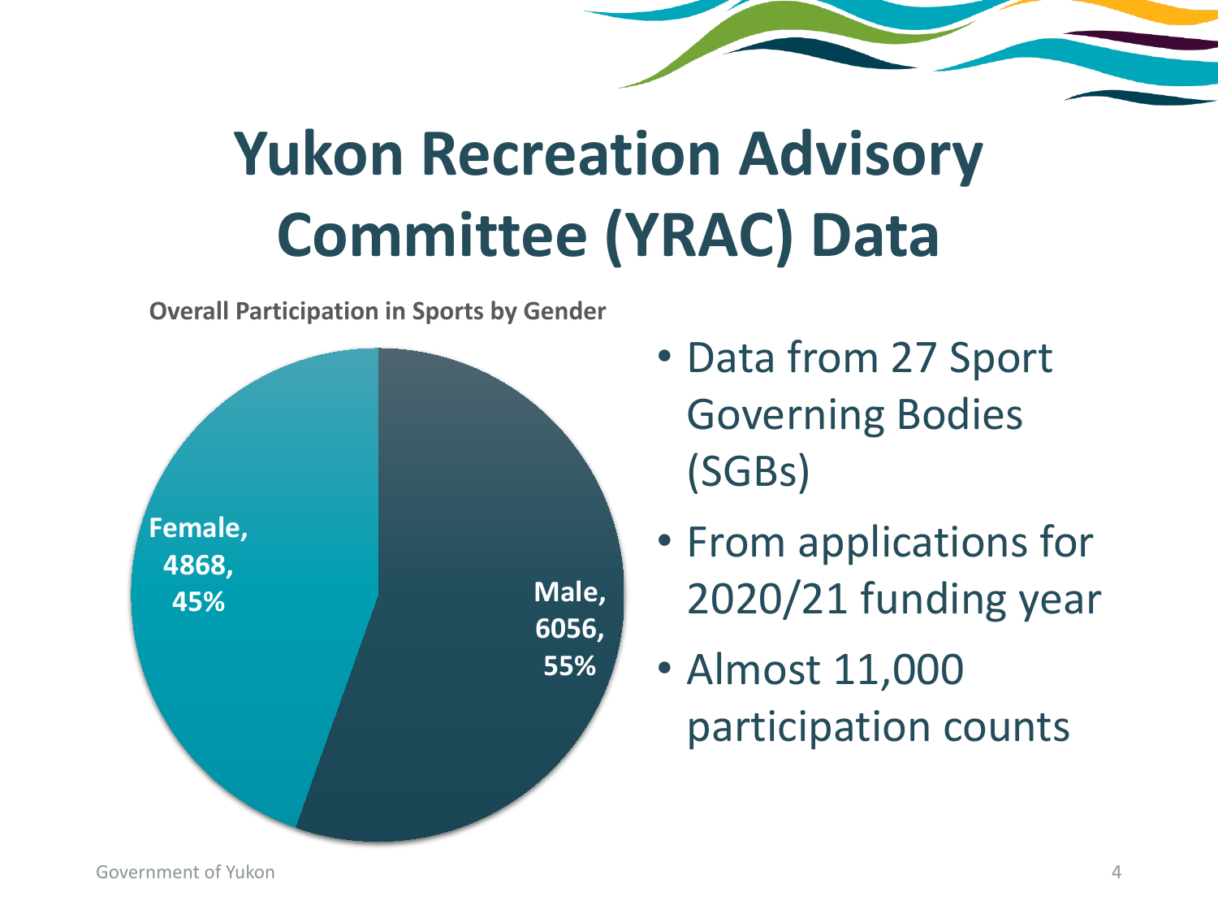# Yukon Recreation Advisory Committee (YRAC) Data

**Overall Participation in Sports by Gender**

- **Female, 4868, 45%**
- **Male, 6056, 55%**

- Data from 27 Sport Governing Bodies (SGBs)
- From applications for 2020/21 funding year
- Almost 11,000 participation counts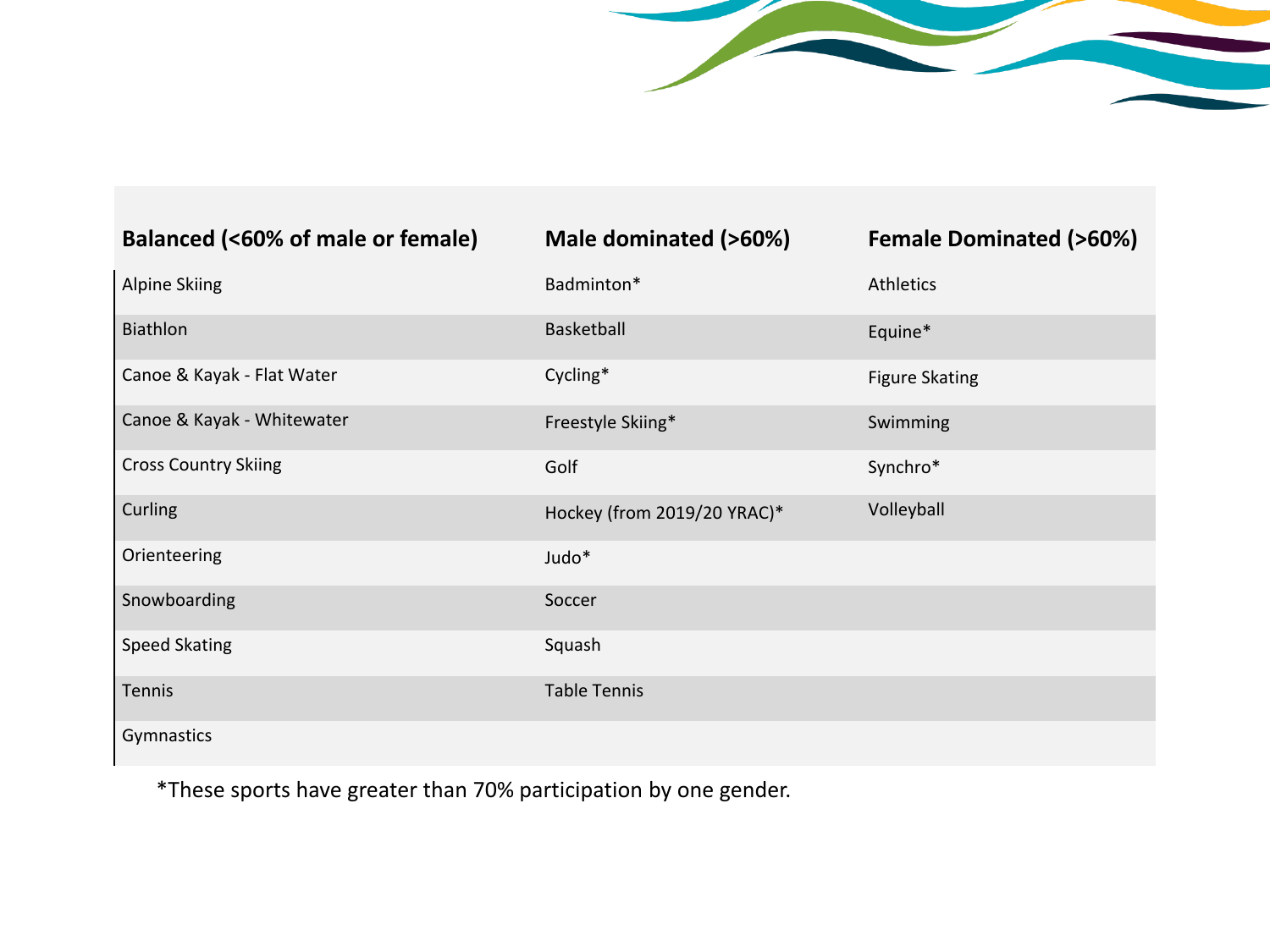| Balanced (<60% of male or female) | Male dominated (>60%) | Female Dominated (>60%) |
|---|---|---|
| Alpine Skiing | Badminton* | Athletics |
| Biathlon | Basketball | Equine* |
| Canoe & Kayak - Flat Water | Cycling* | Figure Skating |
| Canoe & Kayak - Whitewater | Freestyle Skiing* | Swimming |
| Cross Country Skiing | Golf | Synchro* |
| Curling | Hockey (from 2019/20 YRAC)* | Volleyball |
| Orienteering | Judo* | |
| Snowboarding | Soccer | |
| Speed Skating | Squash | |
| Tennis | Table Tennis | |
| Gymnastics | | |

*These sports have greater than 70% participation by one gender.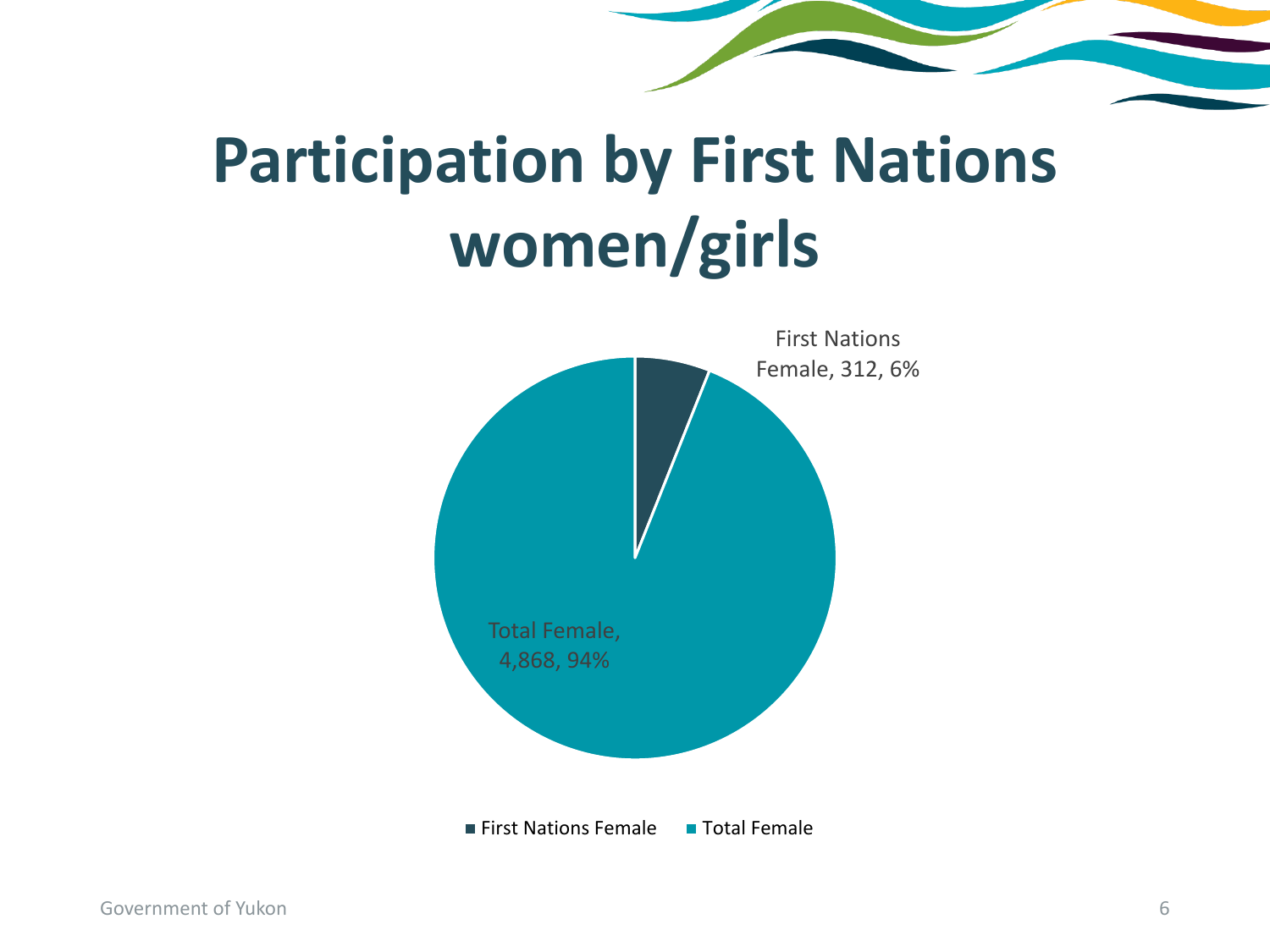# Participation by First Nations women/girls

First Nations Female, 312, 6%

Total Female, 4,868, 94%

■ First Nations Female ■ Total Female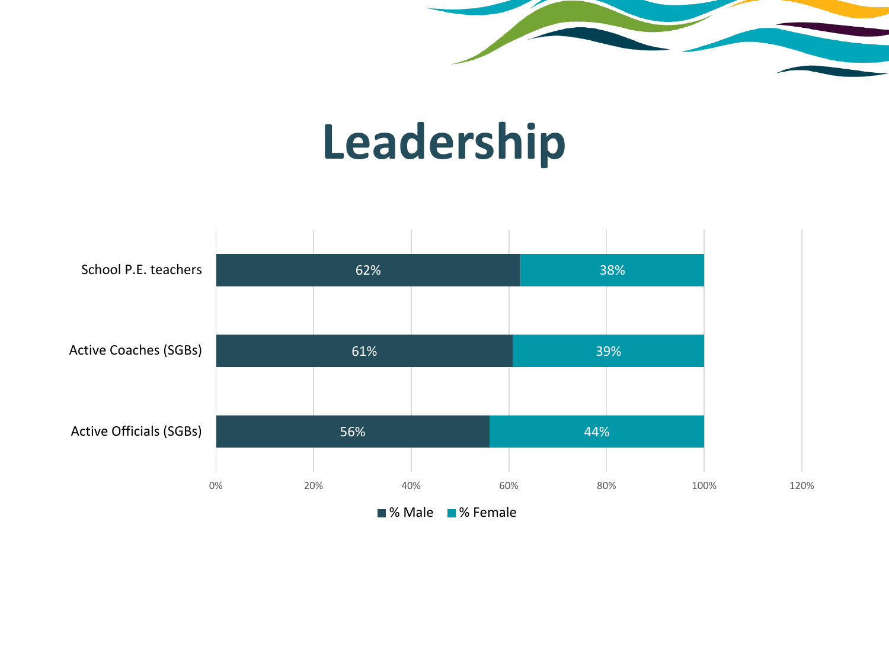# Leadership

| | % Male | % Female |
|---|---|---|
| School P.E. teachers | 62% | 38% |
| Active Coaches (SGBs) | 61% | 39% |
| Active Officials (SGBs) | 56% | 44% |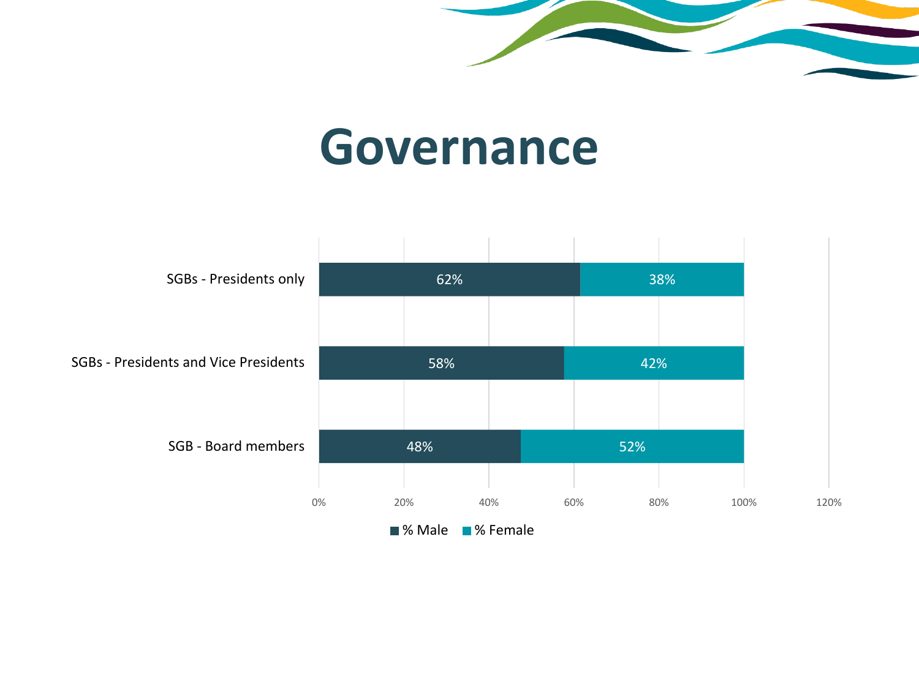# Governance

| | % Male | % Female |
|---|---|---|
| SGBs - Presidents only | 62% | 38% |
| SGBs - Presidents and Vice Presidents | 58% | 42% |
| SGB - Board members | 48% | 52% |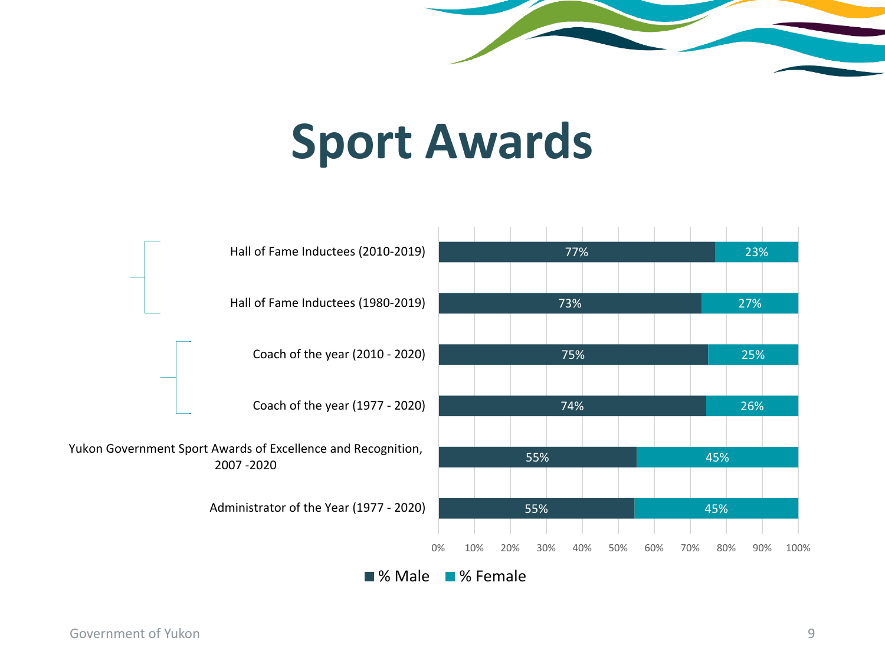# Sport Awards

| Category | % Male | % Female |
|---|---|---|
| Hall of Fame Inductees (2010-2019) | 77% | 23% |
| Hall of Fame Inductees (1980-2019) | 73% | 27% |
| Coach of the year (2010 - 2020) | 75% | 25% |
| Coach of the year (1977 - 2020) | 74% | 26% |
| Yukon Government Sport Awards of Excellence and Recognition, 2007 -2020 | 55% | 45% |
| Administrator of the Year (1977 - 2020) | 55% | 45% |

Government of Yukon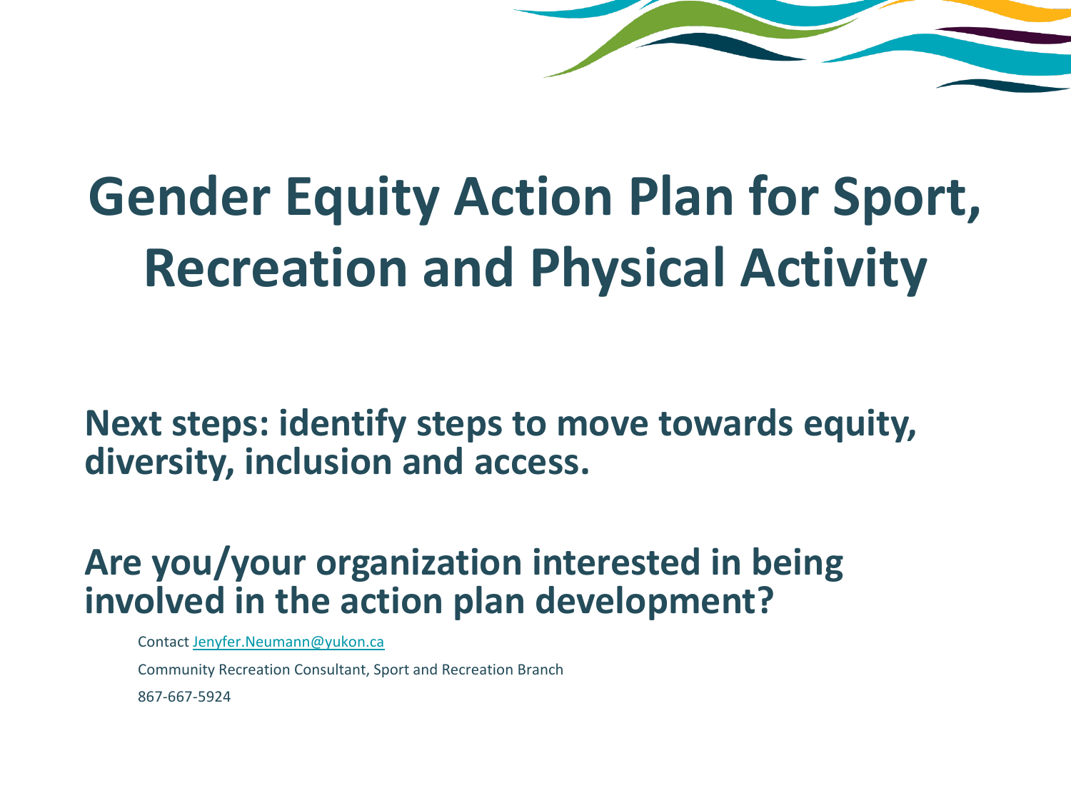# Gender Equity Action Plan for Sport, Recreation and Physical Activity

**Next steps: identify steps to move towards equity, diversity, inclusion and access.**

**Are you/your organization interested in being involved in the action plan development?**

Contact Jenyfer.Neumann@yukon.ca

Community Recreation Consultant, Sport and Recreation Branch

867-667-5924